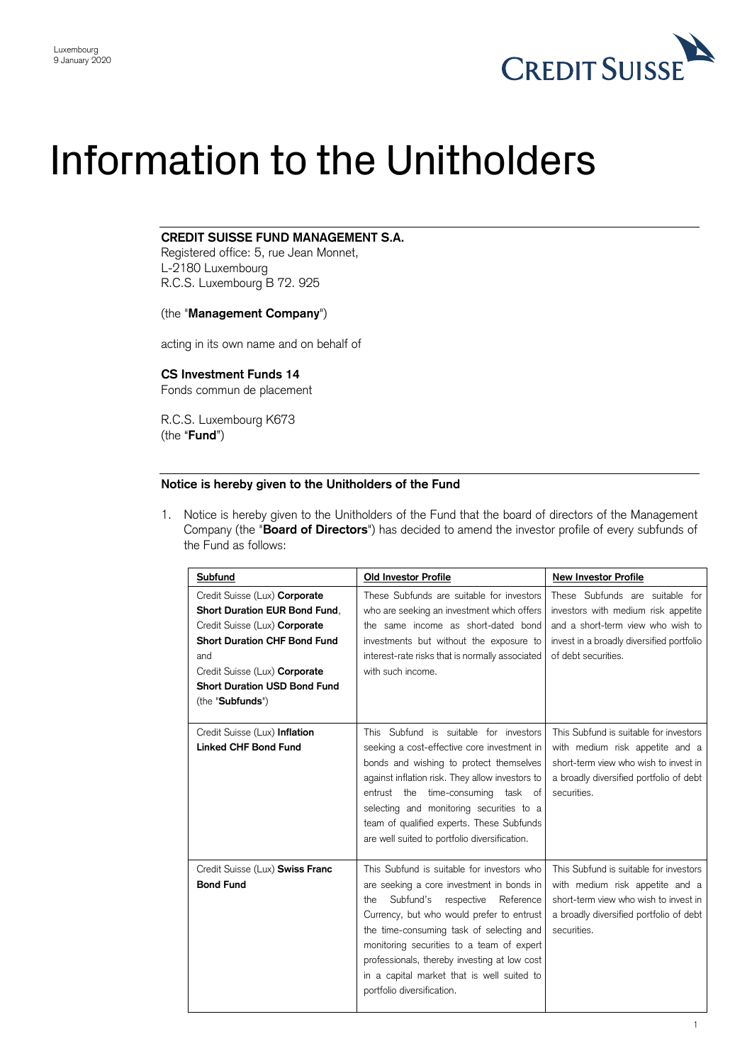Luxembourg
9 January 2020

# Information to the Unitholders

**CREDIT SUISSE FUND MANAGEMENT S.A.**
Registered office: 5, rue Jean Monnet,
L-2180 Luxembourg
R.C.S. Luxembourg B 72. 925

(the "**Management Company**")

acting in its own name and on behalf of

**CS Investment Funds 14**
Fonds commun de placement

R.C.S. Luxembourg K673
(the "**Fund**")

**Notice is hereby given to the Unitholders of the Fund**

1. Notice is hereby given to the Unitholders of the Fund that the board of directors of the Management Company (the "**Board of Directors**") has decided to amend the investor profile of every subfunds of the Fund as follows:

| Subfund | Old Investor Profile | New Investor Profile |
|---|---|---|
| Credit Suisse (Lux) **Corporate Short Duration EUR Bond Fund**, Credit Suisse (Lux) **Corporate Short Duration CHF Bond Fund** and Credit Suisse (Lux) **Corporate Short Duration USD Bond Fund** (the "**Subfunds**") | These Subfunds are suitable for investors who are seeking an investment which offers the same income as short-dated bond investments but without the exposure to interest-rate risks that is normally associated with such income. | These Subfunds are suitable for investors with medium risk appetite and a short-term view who wish to invest in a broadly diversified portfolio of debt securities. |
| Credit Suisse (Lux) **Inflation Linked CHF Bond Fund** | This Subfund is suitable for investors seeking a cost-effective core investment in bonds and wishing to protect themselves against inflation risk. They allow investors to entrust the time-consuming task of selecting and monitoring securities to a team of qualified experts. These Subfunds are well suited to portfolio diversification. | This Subfund is suitable for investors with medium risk appetite and a short-term view who wish to invest in a broadly diversified portfolio of debt securities. |
| Credit Suisse (Lux) **Swiss Franc Bond Fund** | This Subfund is suitable for investors who are seeking a core investment in bonds in the Subfund's respective Reference Currency, but who would prefer to entrust the time-consuming task of selecting and monitoring securities to a team of expert professionals, thereby investing at low cost in a capital market that is well suited to portfolio diversification. | This Subfund is suitable for investors with medium risk appetite and a short-term view who wish to invest in a broadly diversified portfolio of debt securities. |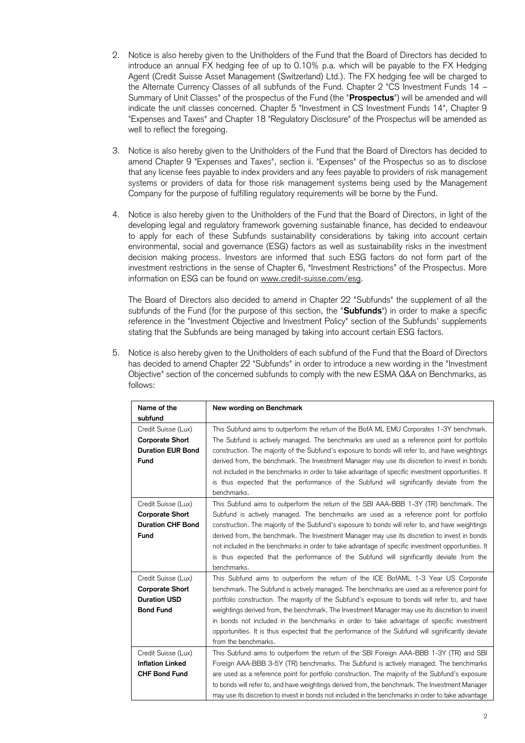2. Notice is also hereby given to the Unitholders of the Fund that the Board of Directors has decided to introduce an annual FX hedging fee of up to 0.10% p.a. which will be payable to the FX Hedging Agent (Credit Suisse Asset Management (Switzerland) Ltd.). The FX hedging fee will be charged to the Alternate Currency Classes of all subfunds of the Fund. Chapter 2 "CS Investment Funds 14 – Summary of Unit Classes" of the prospectus of the Fund (the "**Prospectus**") will be amended and will indicate the unit classes concerned. Chapter 5 "Investment in CS Investment Funds 14", Chapter 9 "Expenses and Taxes" and Chapter 18 "Regulatory Disclosure" of the Prospectus will be amended as well to reflect the foregoing.

3. Notice is also hereby given to the Unitholders of the Fund that the Board of Directors has decided to amend Chapter 9 "Expenses and Taxes", section ii. "Expenses" of the Prospectus so as to disclose that any license fees payable to index providers and any fees payable to providers of risk management systems or providers of data for those risk management systems being used by the Management Company for the purpose of fulfilling regulatory requirements will be borne by the Fund.

4. Notice is also hereby given to the Unitholders of the Fund that the Board of Directors, in light of the developing legal and regulatory framework governing sustainable finance, has decided to endeavour to apply for each of these Subfunds sustainability considerations by taking into account certain environmental, social and governance (ESG) factors as well as sustainability risks in the investment decision making process. Investors are informed that such ESG factors do not form part of the investment restrictions in the sense of Chapter 6, "Investment Restrictions" of the Prospectus. More information on ESG can be found on www.credit-suisse.com/esg.

   The Board of Directors also decided to amend in Chapter 22 "Subfunds" the supplement of all the subfunds of the Fund (for the purpose of this section, the "**Subfunds**") in order to make a specific reference in the "Investment Objective and Investment Policy" section of the Subfunds' supplements stating that the Subfunds are being managed by taking into account certain ESG factors.

5. Notice is also hereby given to the Unitholders of each subfund of the Fund that the Board of Directors has decided to amend Chapter 22 "Subfunds" in order to introduce a new wording in the "Investment Objective" section of the concerned subfunds to comply with the new ESMA Q&A on Benchmarks, as follows:

| **Name of the subfund** | **New wording on Benchmark** |
|---|---|
| Credit Suisse (Lux) **Corporate Short Duration EUR Bond Fund** | This Subfund aims to outperform the return of the BofA ML EMU Corporates 1-3Y benchmark. The Subfund is actively managed. The benchmarks are used as a reference point for portfolio construction. The majority of the Subfund's exposure to bonds will refer to, and have weightings derived from, the benchmark. The Investment Manager may use its discretion to invest in bonds not included in the benchmarks in order to take advantage of specific investment opportunities. It is thus expected that the performance of the Subfund will significantly deviate from the benchmarks. |
| Credit Suisse (Lux) **Corporate Short Duration CHF Bond Fund** | This Subfund aims to outperform the return of the SBI AAA-BBB 1-3Y (TR) benchmark. The Subfund is actively managed. The benchmarks are used as a reference point for portfolio construction. The majority of the Subfund's exposure to bonds will refer to, and have weightings derived from, the benchmark. The Investment Manager may use its discretion to invest in bonds not included in the benchmarks in order to take advantage of specific investment opportunities. It is thus expected that the performance of the Subfund will significantly deviate from the benchmarks. |
| Credit Suisse (Lux) **Corporate Short Duration USD Bond Fund** | This Subfund aims to outperform the return of the ICE BofAML 1-3 Year US Corporate benchmark. The Subfund is actively managed. The benchmarks are used as a reference point for portfolio construction. The majority of the Subfund's exposure to bonds will refer to, and have weightings derived from, the benchmark. The Investment Manager may use its discretion to invest in bonds not included in the benchmarks in order to take advantage of specific investment opportunities. It is thus expected that the performance of the Subfund will significantly deviate from the benchmarks. |
| Credit Suisse (Lux) **Inflation Linked CHF Bond Fund** | This Subfund aims to outperform the return of the SBI Foreign AAA-BBB 1-3Y (TR) and SBI Foreign AAA-BBB 3-5Y (TR) benchmarks. The Subfund is actively managed. The benchmarks are used as a reference point for portfolio construction. The majority of the Subfund's exposure to bonds will refer to, and have weightings derived from, the benchmark. The Investment Manager may use its discretion to invest in bonds not included in the benchmarks in order to take advantage |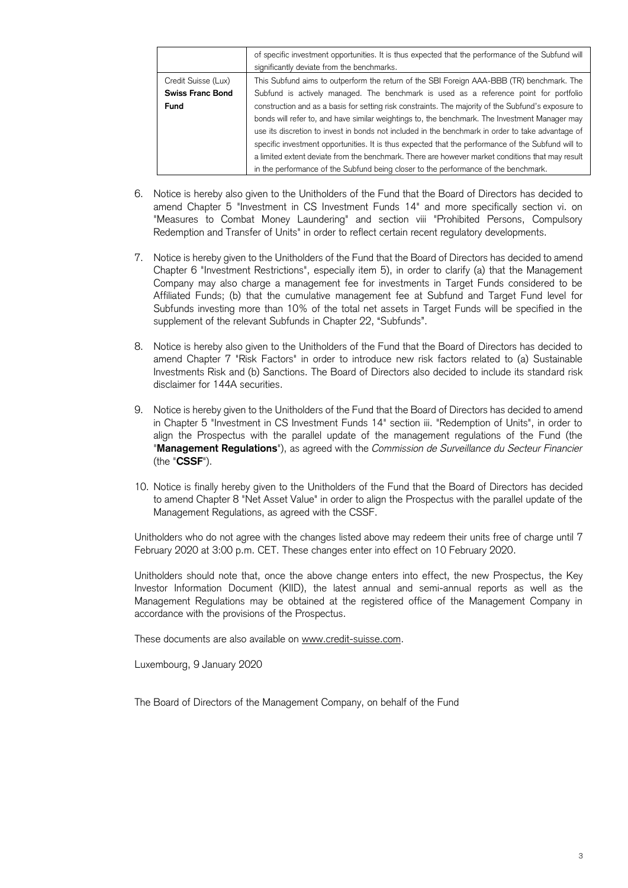| | |
|---|---|
| | of specific investment opportunities. It is thus expected that the performance of the Subfund will significantly deviate from the benchmarks. |
| Credit Suisse (Lux) **Swiss Franc Bond Fund** | This Subfund aims to outperform the return of the SBI Foreign AAA-BBB (TR) benchmark. The Subfund is actively managed. The benchmark is used as a reference point for portfolio construction and as a basis for setting risk constraints. The majority of the Subfund's exposure to bonds will refer to, and have similar weightings to, the benchmark. The Investment Manager may use its discretion to invest in bonds not included in the benchmark in order to take advantage of specific investment opportunities. It is thus expected that the performance of the Subfund will to a limited extent deviate from the benchmark. There are however market conditions that may result in the performance of the Subfund being closer to the performance of the benchmark. |

6. Notice is hereby also given to the Unitholders of the Fund that the Board of Directors has decided to amend Chapter 5 "Investment in CS Investment Funds 14" and more specifically section vi. on "Measures to Combat Money Laundering" and section viii "Prohibited Persons, Compulsory Redemption and Transfer of Units" in order to reflect certain recent regulatory developments.

7. Notice is hereby given to the Unitholders of the Fund that the Board of Directors has decided to amend Chapter 6 "Investment Restrictions", especially item 5), in order to clarify (a) that the Management Company may also charge a management fee for investments in Target Funds considered to be Affiliated Funds; (b) that the cumulative management fee at Subfund and Target Fund level for Subfunds investing more than 10% of the total net assets in Target Funds will be specified in the supplement of the relevant Subfunds in Chapter 22, "Subfunds".

8. Notice is hereby also given to the Unitholders of the Fund that the Board of Directors has decided to amend Chapter 7 "Risk Factors" in order to introduce new risk factors related to (a) Sustainable Investments Risk and (b) Sanctions. The Board of Directors also decided to include its standard risk disclaimer for 144A securities.

9. Notice is hereby given to the Unitholders of the Fund that the Board of Directors has decided to amend in Chapter 5 "Investment in CS Investment Funds 14" section iii. "Redemption of Units", in order to align the Prospectus with the parallel update of the management regulations of the Fund (the "**Management Regulations**"), as agreed with the *Commission de Surveillance du Secteur Financier* (the "**CSSF**").

10. Notice is finally hereby given to the Unitholders of the Fund that the Board of Directors has decided to amend Chapter 8 "Net Asset Value" in order to align the Prospectus with the parallel update of the Management Regulations, as agreed with the CSSF.

Unitholders who do not agree with the changes listed above may redeem their units free of charge until 7 February 2020 at 3:00 p.m. CET. These changes enter into effect on 10 February 2020.

Unitholders should note that, once the above change enters into effect, the new Prospectus, the Key Investor Information Document (KIID), the latest annual and semi-annual reports as well as the Management Regulations may be obtained at the registered office of the Management Company in accordance with the provisions of the Prospectus.

These documents are also available on www.credit-suisse.com.

Luxembourg, 9 January 2020

The Board of Directors of the Management Company, on behalf of the Fund